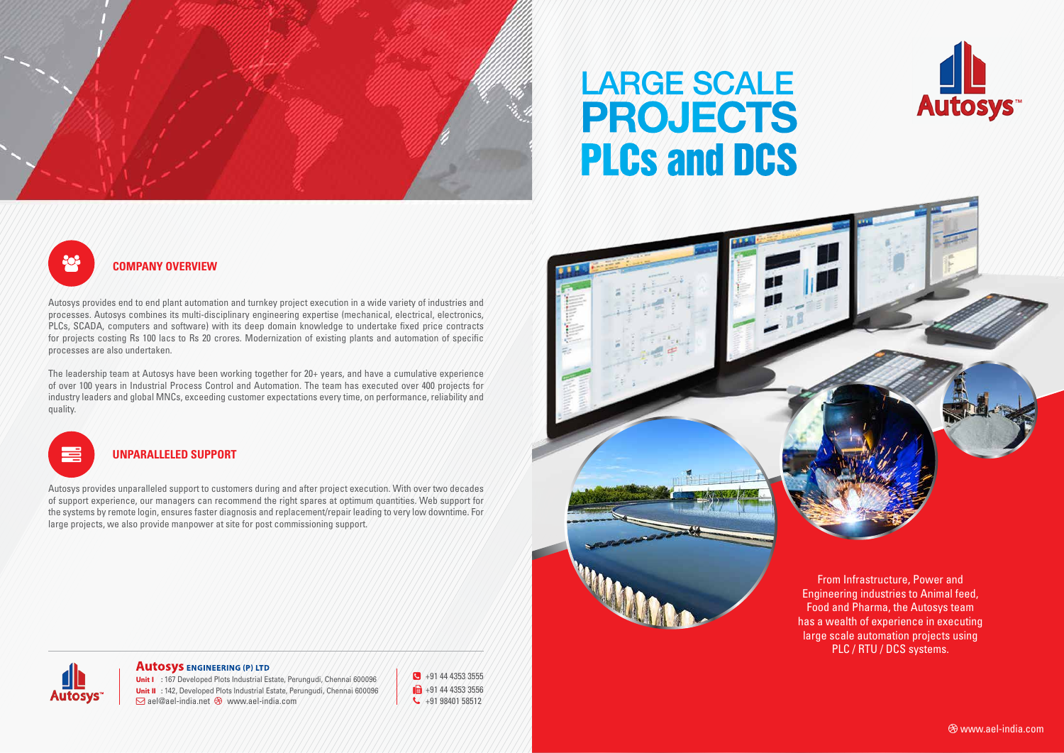# LARGE SCALE PROJECTS PLCs and DCS

Autosys™

## COMPANY OVERVIEW

Autosys provides end to end plant automation and turnkey project execution in a wide variety of industries and processes. Autosys combines its multi-disciplinary engineering expertise (mechanical, electrical, electronics, PLCs, SCADA, computers and software) with its deep domain knowledge to undertake fixed price contracts for projects costing Rs 100 lacs to Rs 20 crores. Modernization of existing plants and automation of specific processes are also undertaken.

The leadership team at Autosys have been working together for 20+ years, and have a cumulative experience of over 100 years in Industrial Process Control and Automation. The team has executed over 400 projects for industry leaders and global MNCs, exceeding customer expectations every time, on performance, reliability and quality.

## UNPARALLELED SUPPORT

Autosys provides unparalleled support to customers during and after project execution. With over two decades of support experience, our managers can recommend the right spares at optimum quantities. Web support for the systems by remote login, ensures faster diagnosis and replacement/repair leading to very low downtime. For large projects, we also provide manpower at site for post commissioning support.

From Infrastructure, Power and Engineering industries to Animal feed, Food and Pharma, the Autosys team has a wealth of experience in executing large scale automation projects using PLC / RTU / DCS systems.

**Autosys ENGINEERING (P) LTD**

**Unit I** : 167 Developed Plots Industrial Estate, Perungudi, Chennai 600096
**Unit II** : 142, Developed Plots Industrial Estate, Perungudi, Chennai 600096
ael@ael-india.net www.ael-india.com

+91 44 4353 3555
+91 44 4353 3556
+91 98401 58512

www.ael-india.com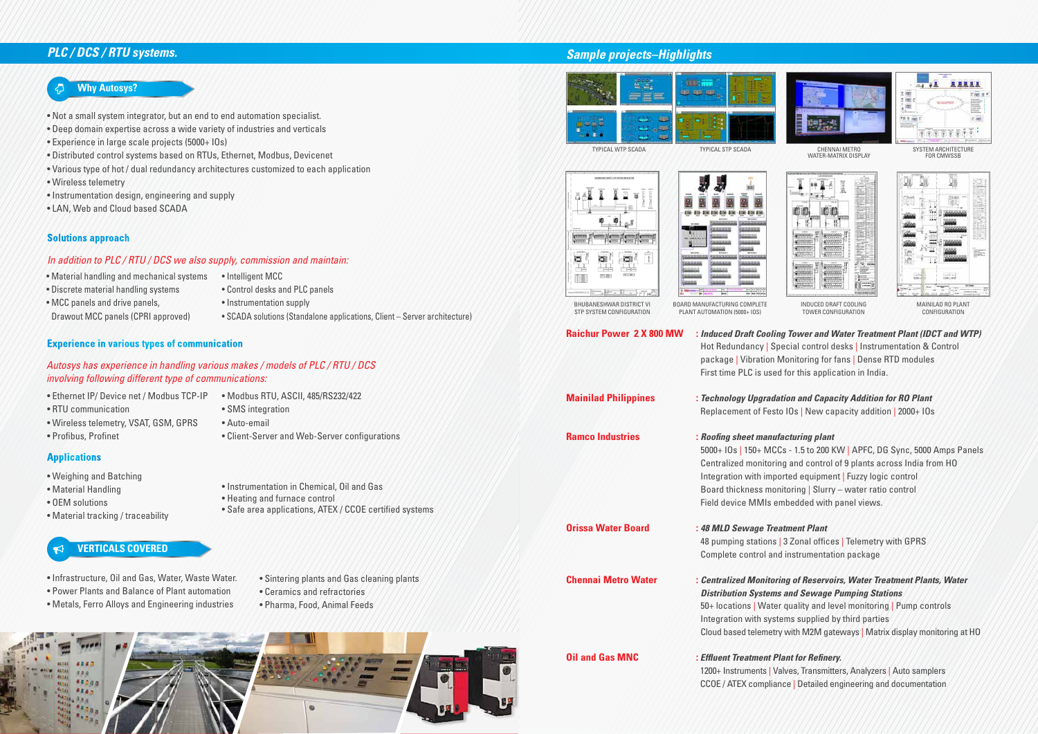## PLC / DCS / RTU systems.

### Why Autosys?

- Not a small system integrator, but an end to end automation specialist.
- Deep domain expertise across a wide variety of industries and verticals
- Experience in large scale projects (5000+ IOs)
- Distributed control systems based on RTUs, Ethernet, Modbus, Devicenet
- Various type of hot / dual redundancy architectures customized to each application
- Wireless telemetry
- Instrumentation design, engineering and supply
- LAN, Web and Cloud based SCADA

### Solutions approach

*In addition to PLC / RTU / DCS we also supply, commission and maintain:*

- Material handling and mechanical systems
- Discrete material handling systems
- MCC panels and drive panels, Drawout MCC panels (CPRI approved)
- Intelligent MCC
- Control desks and PLC panels
- Instrumentation supply
- SCADA solutions (Standalone applications, Client – Server architecture)

### Experience in various types of communication

*Autosys has experience in handling various makes / models of PLC / RTU / DCS involving following different type of communications:*

- Ethernet IP/ Device net / Modbus TCP-IP
- RTU communication
- Wireless telemetry, VSAT, GSM, GPRS
- Profibus, Profinet
- Modbus RTU, ASCII, 485/RS232/422
- SMS integration
- Auto-email
- Client-Server and Web-Server configurations

### Applications

- Weighing and Batching
- Material Handling
- OEM solutions
- Material tracking / traceability
- Instrumentation in Chemical, Oil and Gas
- Heating and furnace control
- Safe area applications, ATEX / CCOE certified systems

### VERTICALS COVERED

- Infrastructure, Oil and Gas, Water, Waste Water.
- Power Plants and Balance of Plant automation
- Metals, Ferro Alloys and Engineering industries
- Sintering plants and Gas cleaning plants
- Ceramics and refractories
- Pharma, Food, Animal Feeds

## Sample projects–Highlights

TYPICAL WTP SCADA

TYPICAL STP SCADA

CHENNAI METRO WATER-MATRIX DISPLAY

SYSTEM ARCHITECTURE FOR CMWSSB

BHUBANESHWAR DISTRICT VI STP SYSTEM CONFIGURATION

BOARD MANUFACTURING COMPLETE PLANT AUTOMATION (5000+ IOS)

INDUCED DRAFT COOLING TOWER CONFIGURATION

MAINILAD RO PLANT CONFIGURATION

**Raichur Power 2 X 800 MW** : ***Induced Draft Cooling Tower and Water Treatment Plant (IDCT and WTP)***
Hot Redundancy | Special control desks | Instrumentation & Control package | Vibration Monitoring for fans | Dense RTD modules
First time PLC is used for this application in India.

**Mainilad Philippines** : ***Technology Upgradation and Capacity Addition for RO Plant***
Replacement of Festo IOs | New capacity addition | 2000+ IOs

**Ramco Industries** : ***Roofing sheet manufacturing plant***
5000+ IOs | 150+ MCCs - 1.5 to 200 KW | APFC, DG Sync, 5000 Amps Panels
Centralized monitoring and control of 9 plants across India from HO
Integration with imported equipment | Fuzzy logic control
Board thickness monitoring | Slurry – water ratio control
Field device MMIs embedded with panel views.

**Orissa Water Board** : ***48 MLD Sewage Treatment Plant***
48 pumping stations | 3 Zonal offices | Telemetry with GPRS
Complete control and instrumentation package

**Chennai Metro Water** : ***Centralized Monitoring of Reservoirs, Water Treatment Plants, Water Distribution Systems and Sewage Pumping Stations***
50+ locations | Water quality and level monitoring | Pump controls
Integration with systems supplied by third parties
Cloud based telemetry with M2M gateways | Matrix display monitoring at HO

**Oil and Gas MNC** : ***Effluent Treatment Plant for Refinery.***
1200+ Instruments | Valves, Transmitters, Analyzers | Auto samplers
CCOE / ATEX compliance | Detailed engineering and documentation